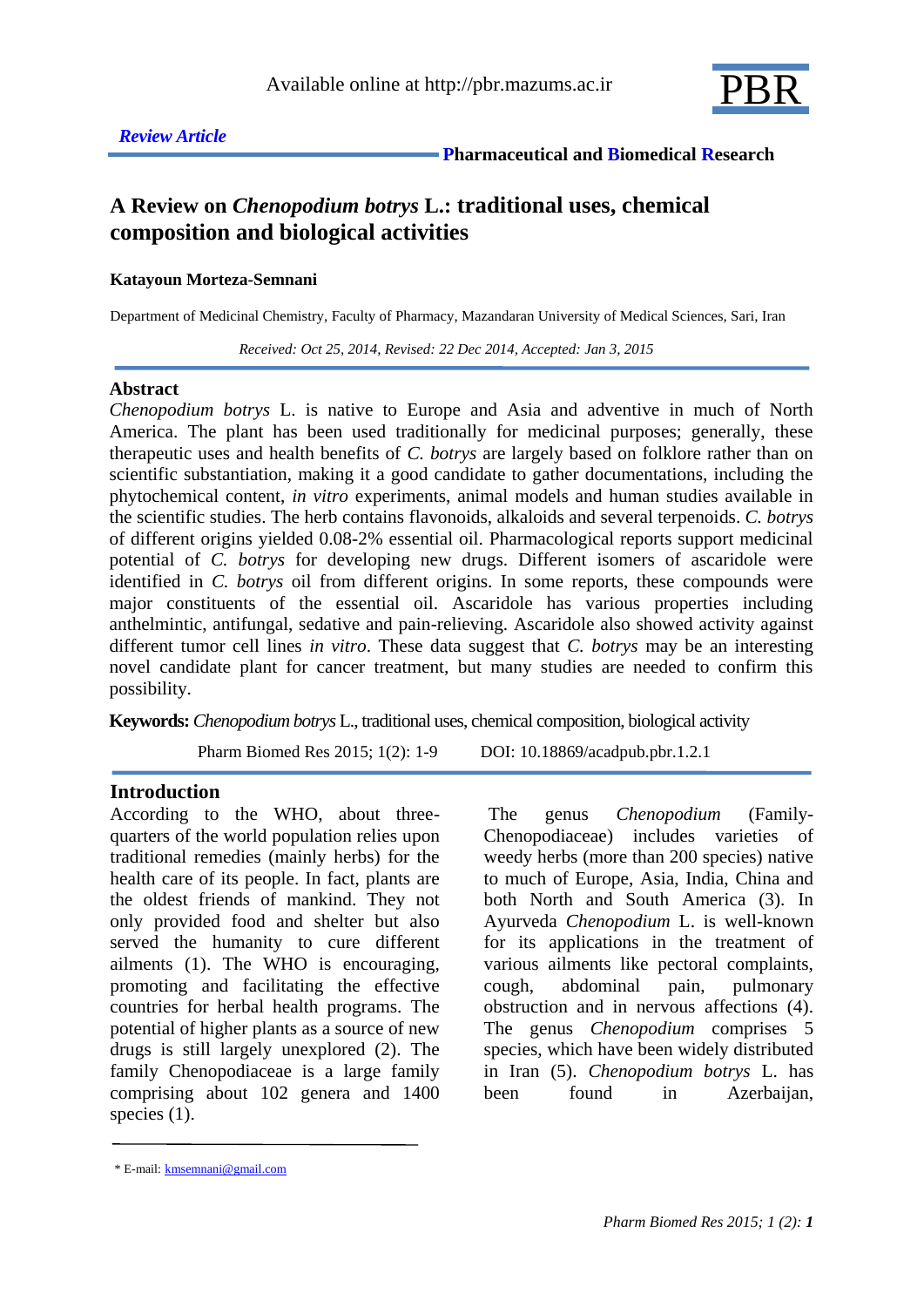Available online at http://pbr.mazums.ac.ir

*Review Article*

**Pharmaceutical and Biomedical Research**

# A Review on *Chenopodium botrys* L.: traditional uses, chemical composition and biological activities

**Katayoun Morteza-Semnani**

Department of Medicinal Chemistry, Faculty of Pharmacy, Mazandaran University of Medical Sciences, Sari, Iran

*Received: Oct 25, 2014, Revised: 22 Dec 2014, Accepted: Jan 3, 2015*

## Abstract

*Chenopodium botrys* L. is native to Europe and Asia and adventive in much of North America. The plant has been used traditionally for medicinal purposes; generally, these therapeutic uses and health benefits of *C. botrys* are largely based on folklore rather than on scientific substantiation, making it a good candidate to gather documentations, including the phytochemical content, *in vitro* experiments, animal models and human studies available in the scientific studies. The herb contains flavonoids, alkaloids and several terpenoids. *C. botrys* of different origins yielded 0.08-2% essential oil. Pharmacological reports support medicinal potential of *C. botrys* for developing new drugs. Different isomers of ascaridole were identified in *C. botrys* oil from different origins. In some reports, these compounds were major constituents of the essential oil. Ascaridole has various properties including anthelmintic, antifungal, sedative and pain-relieving. Ascaridole also showed activity against different tumor cell lines *in vitro*. These data suggest that *C. botrys* may be an interesting novel candidate plant for cancer treatment, but many studies are needed to confirm this possibility.

**Keywords:** *Chenopodium botrys* L., traditional uses, chemical composition, biological activity

Pharm Biomed Res 2015; 1(2): 1-9    DOI: 10.18869/acadpub.pbr.1.2.1

## Introduction

According to the WHO, about three-quarters of the world population relies upon traditional remedies (mainly herbs) for the health care of its people. In fact, plants are the oldest friends of mankind. They not only provided food and shelter but also served the humanity to cure different ailments (1). The WHO is encouraging, promoting and facilitating the effective countries for herbal health programs. The potential of higher plants as a source of new drugs is still largely unexplored (2). The family Chenopodiaceae is a large family comprising about 102 genera and 1400 species (1).

The genus *Chenopodium* (Family-Chenopodiaceae) includes varieties of weedy herbs (more than 200 species) native to much of Europe, Asia, India, China and both North and South America (3). In Ayurveda *Chenopodium* L. is well-known for its applications in the treatment of various ailments like pectoral complaints, cough, abdominal pain, pulmonary obstruction and in nervous affections (4). The genus *Chenopodium* comprises 5 species, which have been widely distributed in Iran (5). *Chenopodium botrys* L. has been found in Azerbaijan,

* E-mail: kmsemnani@gmail.com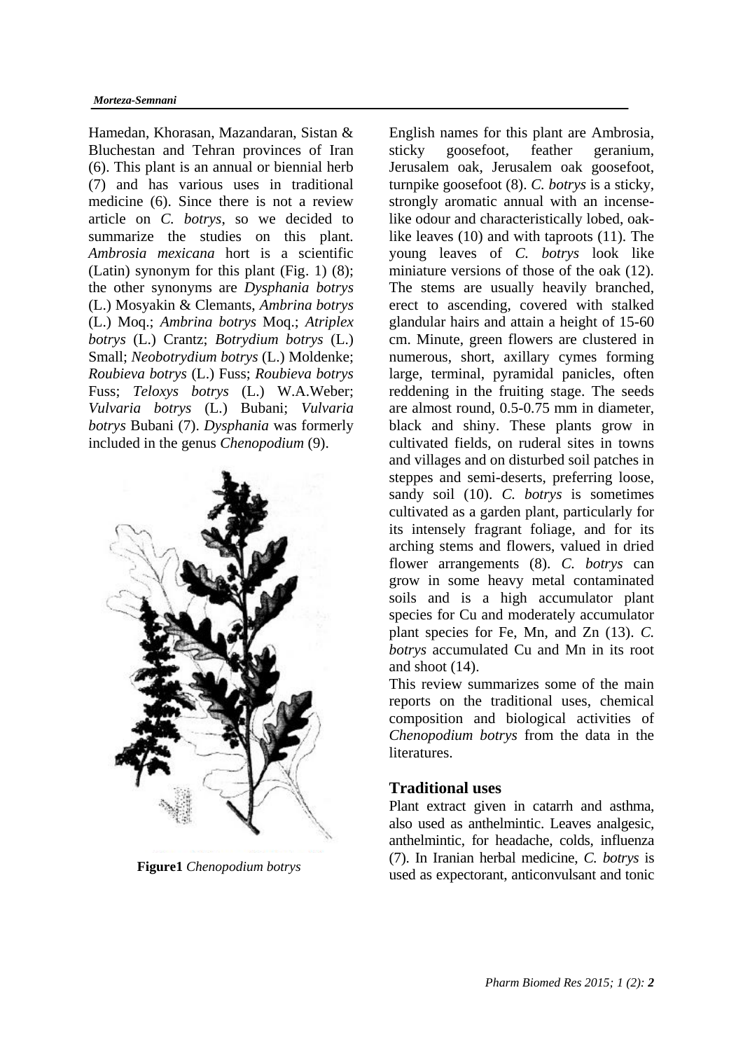Hamedan, Khorasan, Mazandaran, Sistan & Bluchestan and Tehran provinces of Iran (6). This plant is an annual or biennial herb (7) and has various uses in traditional medicine (6). Since there is not a review article on *C. botrys*, so we decided to summarize the studies on this plant. *Ambrosia mexicana* hort is a scientific (Latin) synonym for this plant (Fig. 1) (8); the other synonyms are *Dysphania botrys* (L.) Mosyakin & Clemants, *Ambrina botrys* (L.) Moq.; *Ambrina botrys* Moq.; *Atriplex botrys* (L.) Crantz; *Botrydium botrys* (L.) Small; *Neobotrydium botrys* (L.) Moldenke; *Roubieva botrys* (L.) Fuss; *Roubieva botrys* Fuss; *Teloxys botrys* (L.) W.A.Weber; *Vulvaria botrys* (L.) Bubani; *Vulvaria botrys* Bubani (7). *Dysphania* was formerly included in the genus *Chenopodium* (9).

**Figure1** *Chenopodium botrys*

English names for this plant are Ambrosia, sticky goosefoot, feather geranium, Jerusalem oak, Jerusalem oak goosefoot, turnpike goosefoot (8). *C. botrys* is a sticky, strongly aromatic annual with an incense-like odour and characteristically lobed, oak-like leaves (10) and with taproots (11). The young leaves of *C. botrys* look like miniature versions of those of the oak (12). The stems are usually heavily branched, erect to ascending, covered with stalked glandular hairs and attain a height of 15-60 cm. Minute, green flowers are clustered in numerous, short, axillary cymes forming large, terminal, pyramidal panicles, often reddening in the fruiting stage. The seeds are almost round, 0.5-0.75 mm in diameter, black and shiny. These plants grow in cultivated fields, on ruderal sites in towns and villages and on disturbed soil patches in steppes and semi-deserts, preferring loose, sandy soil (10). *C. botrys* is sometimes cultivated as a garden plant, particularly for its intensely fragrant foliage, and for its arching stems and flowers, valued in dried flower arrangements (8). *C. botrys* can grow in some heavy metal contaminated soils and is a high accumulator plant species for Cu and moderately accumulator plant species for Fe, Mn, and Zn (13). *C. botrys* accumulated Cu and Mn in its root and shoot (14).

This review summarizes some of the main reports on the traditional uses, chemical composition and biological activities of *Chenopodium botrys* from the data in the literatures.

## Traditional uses

Plant extract given in catarrh and asthma, also used as anthelmintic. Leaves analgesic, anthelmintic, for headache, colds, influenza (7). In Iranian herbal medicine, *C. botrys* is used as expectorant, anticonvulsant and tonic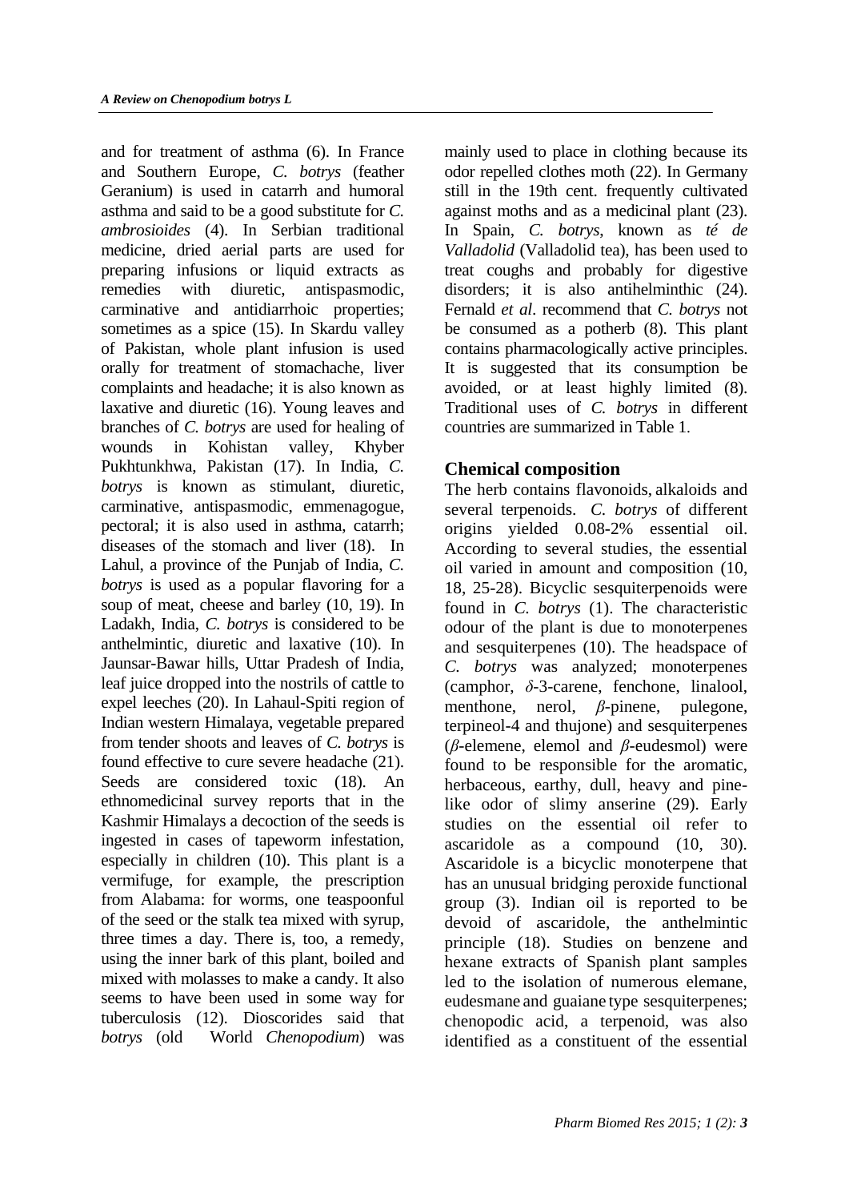and for treatment of asthma (6). In France and Southern Europe, *C. botrys* (feather Geranium) is used in catarrh and humoral asthma and said to be a good substitute for *C. ambrosioides* (4). In Serbian traditional medicine, dried aerial parts are used for preparing infusions or liquid extracts as remedies with diuretic, antispasmodic, carminative and antidiarrhoic properties; sometimes as a spice (15). In Skardu valley of Pakistan, whole plant infusion is used orally for treatment of stomachache, liver complaints and headache; it is also known as laxative and diuretic (16). Young leaves and branches of *C. botrys* are used for healing of wounds in Kohistan valley, Khyber Pukhtunkhwa, Pakistan (17). In India, *C. botrys* is known as stimulant, diuretic, carminative, antispasmodic, emmenagogue, pectoral; it is also used in asthma, catarrh; diseases of the stomach and liver (18). In Lahul, a province of the Punjab of India, *C. botrys* is used as a popular flavoring for a soup of meat, cheese and barley (10, 19). In Ladakh, India, *C. botrys* is considered to be anthelmintic, diuretic and laxative (10). In Jaunsar-Bawar hills, Uttar Pradesh of India, leaf juice dropped into the nostrils of cattle to expel leeches (20). In Lahaul-Spiti region of Indian western Himalaya, vegetable prepared from tender shoots and leaves of *C. botrys* is found effective to cure severe headache (21). Seeds are considered toxic (18). An ethnomedicinal survey reports that in the Kashmir Himalays a decoction of the seeds is ingested in cases of tapeworm infestation, especially in children (10). This plant is a vermifuge, for example, the prescription from Alabama: for worms, one teaspoonful of the seed or the stalk tea mixed with syrup, three times a day. There is, too, a remedy, using the inner bark of this plant, boiled and mixed with molasses to make a candy. It also seems to have been used in some way for tuberculosis (12). Dioscorides said that *botrys* (old World *Chenopodium*) was mainly used to place in clothing because its odor repelled clothes moth (22). In Germany still in the 19th cent. frequently cultivated against moths and as a medicinal plant (23). In Spain, *C. botrys*, known as *té de Valladolid* (Valladolid tea), has been used to treat coughs and probably for digestive disorders; it is also antihelminthic (24). Fernald *et al*. recommend that *C. botrys* not be consumed as a potherb (8). This plant contains pharmacologically active principles. It is suggested that its consumption be avoided, or at least highly limited (8). Traditional uses of *C. botrys* in different countries are summarized in Table 1.

## Chemical composition

The herb contains flavonoids, alkaloids and several terpenoids. *C. botrys* of different origins yielded 0.08-2% essential oil. According to several studies, the essential oil varied in amount and composition (10, 18, 25-28). Bicyclic sesquiterpenoids were found in *C. botrys* (1). The characteristic odour of the plant is due to monoterpenes and sesquiterpenes (10). The headspace of *C. botrys* was analyzed; monoterpenes (camphor, *δ*-3-carene, fenchone, linalool, menthone, nerol, *β*-pinene, pulegone, terpineol-4 and thujone) and sesquiterpenes (*β*-elemene, elemol and *β*-eudesmol) were found to be responsible for the aromatic, herbaceous, earthy, dull, heavy and pine-like odor of slimy anserine (29). Early studies on the essential oil refer to ascaridole as a compound (10, 30). Ascaridole is a bicyclic monoterpene that has an unusual bridging peroxide functional group (3). Indian oil is reported to be devoid of ascaridole, the anthelmintic principle (18). Studies on benzene and hexane extracts of Spanish plant samples led to the isolation of numerous elemane, eudesmane and guaiane type sesquiterpenes; chenopodic acid, a terpenoid, was also identified as a constituent of the essential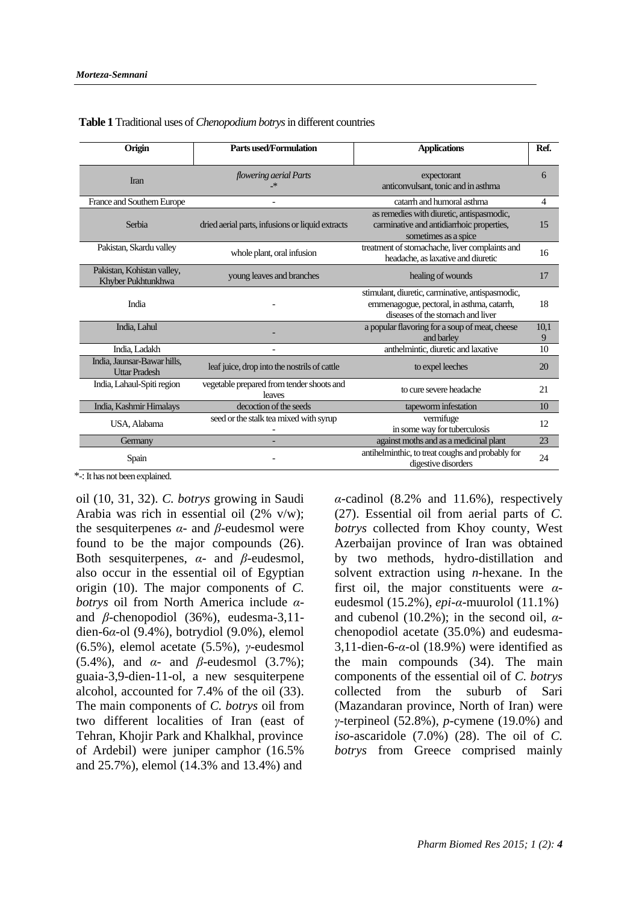**Table 1** Traditional uses of *Chenopodium botrys* in different countries

| Origin | Parts used/Formulation | Applications | Ref. |
|---|---|---|---|
| Iran | *flowering aerial Parts*<br>-* | expectorant<br>anticonvulsant, tonic and in asthma | 6 |
| France and Southern Europe | - | catarrh and humoral asthma | 4 |
| Serbia | dried aerial parts, infusions or liquid extracts | as remedies with diuretic, antispasmodic, carminative and antidiarrhoic properties, sometimes as a spice | 15 |
| Pakistan, Skardu valley | whole plant, oral infusion | treatment of stomachache, liver complaints and headache, as laxative and diuretic | 16 |
| Pakistan, Kohistan valley, Khyber Pukhtunkhwa | young leaves and branches | healing of wounds | 17 |
| India | - | stimulant, diuretic, carminative, antispasmodic, emmenagogue, pectoral, in asthma, catarrh, diseases of the stomach and liver | 18 |
| India, Lahul | - | a popular flavoring for a soup of meat, cheese and barley | 10,19 |
| India, Ladakh | - | anthelmintic, diuretic and laxative | 10 |
| India, Jaunsar-Bawar hills, Uttar Pradesh | leaf juice, drop into the nostrils of cattle | to expel leeches | 20 |
| India, Lahaul-Spiti region | vegetable prepared from tender shoots and leaves | to cure severe headache | 21 |
| India, Kashmir Himalays | decoction of the seeds | tapeworm infestation | 10 |
| USA, Alabama | seed or the stalk tea mixed with syrup<br>- | vermifuge<br>in some way for tuberculosis | 12 |
| Germany | - | against moths and as a medicinal plant | 23 |
| Spain | - | antihelminthic, to treat coughs and probably for digestive disorders | 24 |

*-: It has not been explained.

oil (10, 31, 32). *C. botrys* growing in Saudi Arabia was rich in essential oil (2% v/w); the sesquiterpenes *α*- and *β*-eudesmol were found to be the major compounds (26). Both sesquiterpenes, *α*- and *β*-eudesmol, also occur in the essential oil of Egyptian origin (10). The major components of *C. botrys* oil from North America include *α*- and *β*-chenopodiol (36%), eudesma-3,11-dien-6*α*-ol (9.4%), botrydiol (9.0%), elemol (6.5%), elemol acetate (5.5%), *γ*-eudesmol (5.4%), and *α*- and *β*-eudesmol (3.7%); guaia-3,9-dien-11-ol, a new sesquiterpene alcohol, accounted for 7.4% of the oil (33). The main components of *C. botrys* oil from two different localities of Iran (east of Tehran, Khojir Park and Khalkhal, province of Ardebil) were juniper camphor (16.5% and 25.7%), elemol (14.3% and 13.4%) and *α*-cadinol (8.2% and 11.6%), respectively (27). Essential oil from aerial parts of *C. botrys* collected from Khoy county, West Azerbaijan province of Iran was obtained by two methods, hydro-distillation and solvent extraction using *n*-hexane. In the first oil, the major constituents were *α*-eudesmol (15.2%), *epi*-*α*-muurolol (11.1%) and cubenol (10.2%); in the second oil, *α*-chenopodiol acetate (35.0%) and eudesma-3,11-dien-6-*α*-ol (18.9%) were identified as the main compounds (34). The main components of the essential oil of *C. botrys* collected from the suburb of Sari (Mazandaran province, North of Iran) were *γ*-terpineol (52.8%), *p*-cymene (19.0%) and *iso*-ascaridole (7.0%) (28). The oil of *C. botrys* from Greece comprised mainly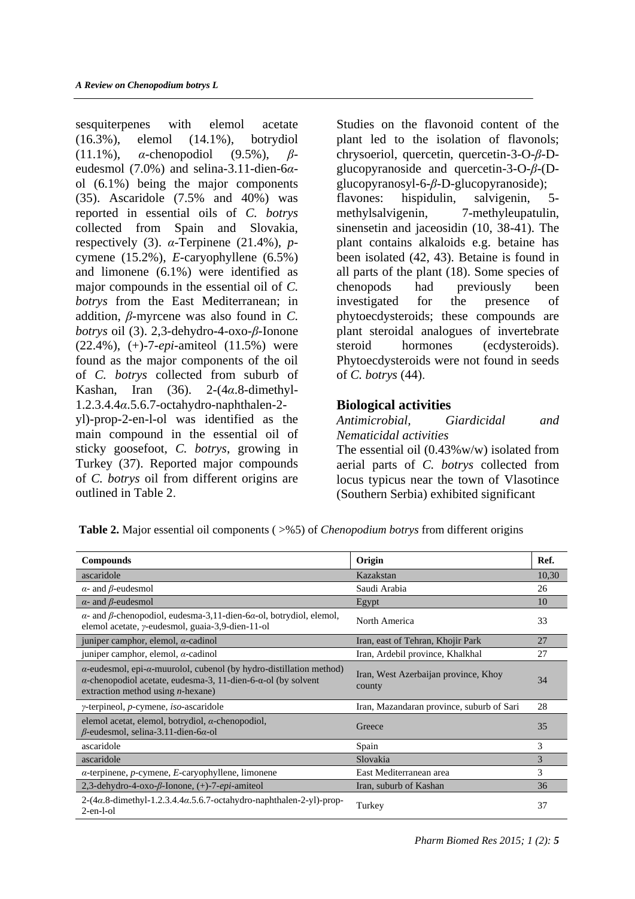sesquiterpenes with elemol acetate (16.3%), elemol (14.1%), botrydiol (11.1%), *α*-chenopodiol (9.5%), *β*-eudesmol (7.0%) and selina-3.11-dien-6*α*-ol (6.1%) being the major components (35). Ascaridole (7.5% and 40%) was reported in essential oils of *C. botrys* collected from Spain and Slovakia, respectively (3). *α*-Terpinene (21.4%), *p*-cymene (15.2%), *E*-caryophyllene (6.5%) and limonene (6.1%) were identified as major compounds in the essential oil of *C. botrys* from the East Mediterranean; in addition, *β*-myrcene was also found in *C. botrys* oil (3). 2,3-dehydro-4-oxo-*β*-Ionone (22.4%), (+)-7-*epi*-amiteol (11.5%) were found as the major components of the oil of *C. botrys* collected from suburb of Kashan, Iran (36). 2-(4*α*.8-dimethyl-1.2.3.4.4*α*.5.6.7-octahydro-naphthalen-2-yl)-prop-2-en-l-ol was identified as the main compound in the essential oil of sticky goosefoot, *C. botrys*, growing in Turkey (37). Reported major compounds of *C. botrys* oil from different origins are outlined in Table 2.

Studies on the flavonoid content of the plant led to the isolation of flavonols; chrysoeriol, quercetin, quercetin-3-O-*β*-D-glucopyranoside and quercetin-3-O-*β*-(D-glucopyranosyl-6-*β*-D-glucopyranoside); flavones: hispidulin, salvigenin, 5-methylsalvigenin, 7-methyleupatulin, sinensetin and jaceosidin (10, 38-41). The plant contains alkaloids e.g. betaine has been isolated (42, 43). Betaine is found in all parts of the plant (18). Some species of chenopods had previously been investigated for the presence of phytoecdysteroids; these compounds are plant steroidal analogues of invertebrate steroid hormones (ecdysteroids). Phytoecdysteroids were not found in seeds of *C. botrys* (44).

## Biological activities

*Antimicrobial, Giardicidal and Nematicidal activities*

The essential oil (0.43%w/w) isolated from aerial parts of *C. botrys* collected from locus typicus near the town of Vlasotince (Southern Serbia) exhibited significant

**Table 2.** Major essential oil components ( >%5) of *Chenopodium botrys* from different origins

| Compounds | Origin | Ref. |
|---|---|---|
| ascaridole | Kazakstan | 10,30 |
| *α*- and *β*-eudesmol | Saudi Arabia | 26 |
| *α*- and *β*-eudesmol | Egypt | 10 |
| *α*- and *β*-chenopodiol, eudesma-3,11-dien-6*α*-ol, botrydiol, elemol, elemol acetate, *γ*-eudesmol, guaia-3,9-dien-11-ol | North America | 33 |
| juniper camphor, elemol, *α*-cadinol | Iran, east of Tehran, Khojir Park | 27 |
| juniper camphor, elemol, *α*-cadinol | Iran, Ardebil province, Khalkhal | 27 |
| *α*-eudesmol, epi-*α*-muurolol, cubenol (by hydro-distillation method) *α*-chenopodiol acetate, eudesma-3, 11-dien-6-*α*-ol (by solvent extraction method using *n*-hexane) | Iran, West Azerbaijan province, Khoy county | 34 |
| *γ*-terpineol, *p*-cymene, *iso*-ascaridole | Iran, Mazandaran province, suburb of Sari | 28 |
| elemol acetat, elemol, botrydiol, *α*-chenopodiol, *β*-eudesmol, selina-3.11-dien-6*α*-ol | Greece | 35 |
| ascaridole | Spain | 3 |
| ascaridole | Slovakia | 3 |
| *α*-terpinene, *p*-cymene, *E*-caryophyllene, limonene | East Mediterranean area | 3 |
| 2,3-dehydro-4-oxo-*β*-Ionone, (+)-7-*epi*-amiteol | Iran, suburb of Kashan | 36 |
| 2-(4*α*.8-dimethyl-1.2.3.4.4*α*.5.6.7-octahydro-naphthalen-2-yl)-prop-2-en-l-ol | Turkey | 37 |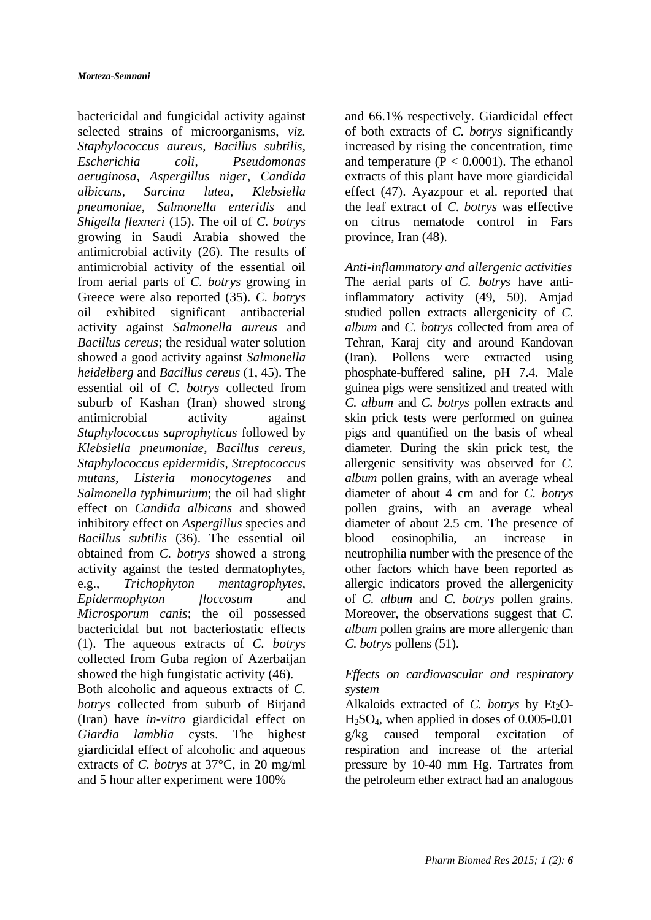bactericidal and fungicidal activity against selected strains of microorganisms, *viz. Staphylococcus aureus*, *Bacillus subtilis*, *Escherichia coli*, *Pseudomonas aeruginosa*, *Aspergillus niger*, *Candida albicans*, *Sarcina lutea*, *Klebsiella pneumoniae*, *Salmonella enteridis* and *Shigella flexneri* (15). The oil of *C. botrys* growing in Saudi Arabia showed the antimicrobial activity (26). The results of antimicrobial activity of the essential oil from aerial parts of *C. botrys* growing in Greece were also reported (35). *C. botrys* oil exhibited significant antibacterial activity against *Salmonella aureus* and *Bacillus cereus*; the residual water solution showed a good activity against *Salmonella heidelberg* and *Bacillus cereus* (1, 45). The essential oil of *C. botrys* collected from suburb of Kashan (Iran) showed strong antimicrobial activity against *Staphylococcus saprophyticus* followed by *Klebsiella pneumoniae*, *Bacillus cereus*, *Staphylococcus epidermidis*, *Streptococcus mutans*, *Listeria monocytogenes* and *Salmonella typhimurium*; the oil had slight effect on *Candida albicans* and showed inhibitory effect on *Aspergillus* species and *Bacillus subtilis* (36). The essential oil obtained from *C. botrys* showed a strong activity against the tested dermatophytes, e.g., *Trichophyton mentagrophytes*, *Epidermophyton floccosum* and *Microsporum canis*; the oil possessed bactericidal but not bacteriostatic effects (1). The aqueous extracts of *C. botrys* collected from Guba region of Azerbaijan showed the high fungistatic activity (46).

Both alcoholic and aqueous extracts of *C. botrys* collected from suburb of Birjand (Iran) have *in-vitro* giardicidal effect on *Giardia lamblia* cysts. The highest giardicidal effect of alcoholic and aqueous extracts of *C. botrys* at 37°C, in 20 mg/ml and 5 hour after experiment were 100% and 66.1% respectively. Giardicidal effect of both extracts of *C. botrys* significantly increased by rising the concentration, time and temperature ($P < 0.0001$). The ethanol extracts of this plant have more giardicidal effect (47). Ayazpour et al. reported that the leaf extract of *C. botrys* was effective on citrus nematode control in Fars province, Iran (48).

*Anti-inflammatory and allergenic activities*

The aerial parts of *C. botrys* have anti-inflammatory activity (49, 50). Amjad studied pollen extracts allergenicity of *C. album* and *C. botrys* collected from area of Tehran, Karaj city and around Kandovan (Iran). Pollens were extracted using phosphate-buffered saline, pH 7.4. Male guinea pigs were sensitized and treated with *C. album* and *C. botrys* pollen extracts and skin prick tests were performed on guinea pigs and quantified on the basis of wheal diameter. During the skin prick test, the allergenic sensitivity was observed for *C. album* pollen grains, with an average wheal diameter of about 4 cm and for *C. botrys* pollen grains, with an average wheal diameter of about 2.5 cm. The presence of blood eosinophilia, an increase in neutrophilia number with the presence of the other factors which have been reported as allergic indicators proved the allergenicity of *C. album* and *C. botrys* pollen grains. Moreover, the observations suggest that *C. album* pollen grains are more allergenic than *C. botrys* pollens (51).

*Effects on cardiovascular and respiratory system*

Alkaloids extracted of *C. botrys* by $Et_2O$-$H_2SO_4$, when applied in doses of 0.005-0.01 g/kg caused temporal excitation of respiration and increase of the arterial pressure by 10-40 mm Hg. Tartrates from the petroleum ether extract had an analogous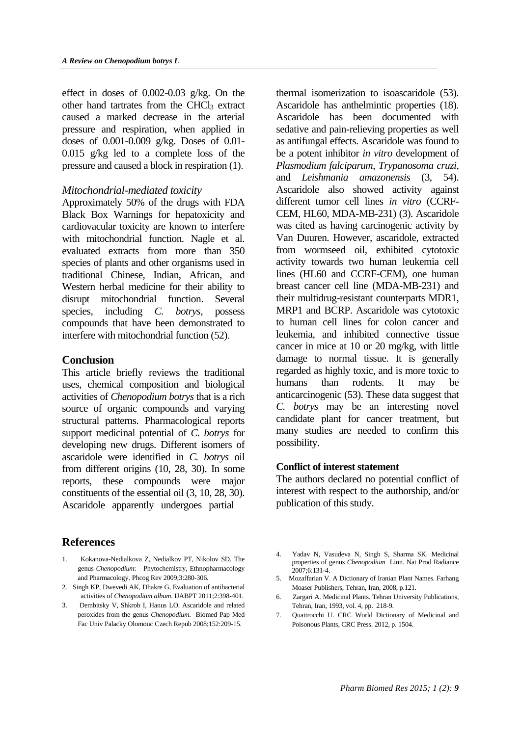effect in doses of 0.002-0.03 g/kg. On the other hand tartrates from the $CHCl_3$ extract caused a marked decrease in the arterial pressure and respiration, when applied in doses of 0.001-0.009 g/kg. Doses of 0.01-0.015 g/kg led to a complete loss of the pressure and caused a block in respiration (1).

### *Mitochondrial-mediated toxicity*

Approximately 50% of the drugs with FDA Black Box Warnings for hepatoxicity and cardiovacular toxicity are known to interfere with mitochondrial function. Nagle et al. evaluated extracts from more than 350 species of plants and other organisms used in traditional Chinese, Indian, African, and Western herbal medicine for their ability to disrupt mitochondrial function. Several species, including *C. botrys*, possess compounds that have been demonstrated to interfere with mitochondrial function (52).

## Conclusion

This article briefly reviews the traditional uses, chemical composition and biological activities of *Chenopodium botrys* that is a rich source of organic compounds and varying structural patterns. Pharmacological reports support medicinal potential of *C. botrys* for developing new drugs. Different isomers of ascaridole were identified in *C. botrys* oil from different origins (10, 28, 30). In some reports, these compounds were major constituents of the essential oil (3, 10, 28, 30). Ascaridole apparently undergoes partial thermal isomerization to isoascaridole (53). Ascaridole has anthelmintic properties (18). Ascaridole has been documented with sedative and pain-relieving properties as well as antifungal effects. Ascaridole was found to be a potent inhibitor *in vitro* development of *Plasmodium falciparum*, *Trypanosoma cruzi*, and *Leishmania amazonensis* (3, 54). Ascaridole also showed activity against different tumor cell lines *in vitro* (CCRF-CEM, HL60, MDA-MB-231) (3). Ascaridole was cited as having carcinogenic activity by Van Duuren. However, ascaridole, extracted from wormseed oil, exhibited cytotoxic activity towards two human leukemia cell lines (HL60 and CCRF-CEM), one human breast cancer cell line (MDA-MB-231) and their multidrug-resistant counterparts MDR1, MRP1 and BCRP. Ascaridole was cytotoxic to human cell lines for colon cancer and leukemia, and inhibited connective tissue cancer in mice at 10 or 20 mg/kg, with little damage to normal tissue. It is generally regarded as highly toxic, and is more toxic to humans than rodents. It may be anticarcinogenic (53). These data suggest that *C. botrys* may be an interesting novel candidate plant for cancer treatment, but many studies are needed to confirm this possibility.

### Conflict of interest statement

The authors declared no potential conflict of interest with respect to the authorship, and/or publication of this study.

## References

1. Kokanova-Nedialkova Z, Nedialkov PT, Nikolov SD. The genus *Chenopodium*: Phytochemistry, Ethnopharmacology and Pharmacology. Phcog Rev 2009;3:280-306.
2. Singh KP, Dwevedi AK, Dhakre G, Evaluation of antibacterial activities of *Chenopodium album*. IJABPT 2011;2:398-401.
3. Dembitsky V, Shkrob I, Hanus LO. Ascaridole and related peroxides from the genus *Chenopodium*. Biomed Pap Med Fac Univ Palacky Olomouc Czech Repub 2008;152:209-15.
4. Yadav N, Vasudeva N, Singh S, Sharma SK. Medicinal properties of genus *Chenopodium* Linn. Nat Prod Radiance 2007;6:131-4.
5. Mozaffarian V. A Dictionary of Iranian Plant Names. Farhang Moaser Publishers, Tehran, Iran, 2008, p.121.
6. Zargari A. Medicinal Plants. Tehran University Publications, Tehran, Iran, 1993, vol. 4, pp. 218-9.
7. Quattrocchi U. CRC World Dictionary of Medicinal and Poisonous Plants, CRC Press. 2012, p. 1504.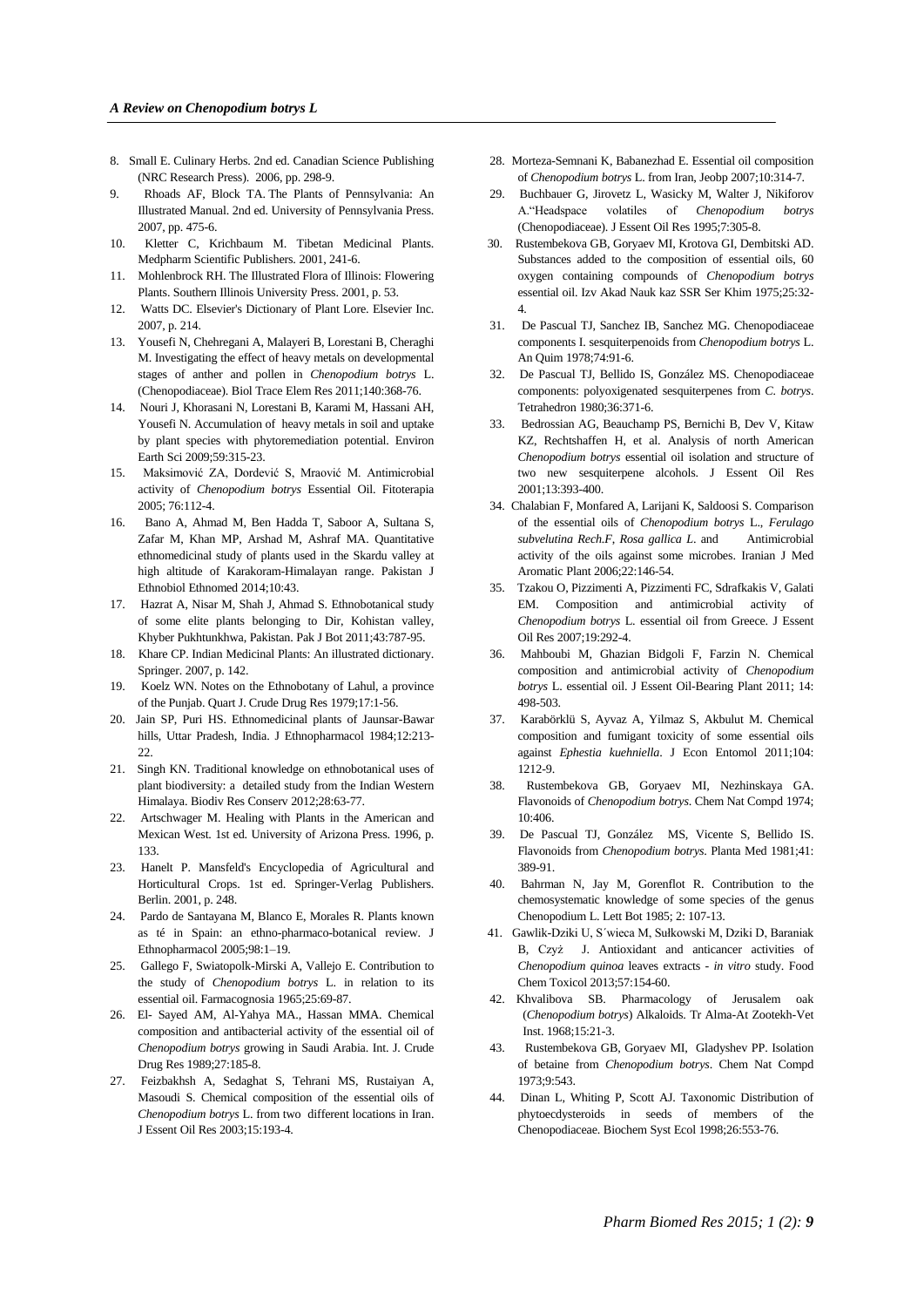8. Small E. Culinary Herbs. 2nd ed. Canadian Science Publishing (NRC Research Press). 2006, pp. 298-9.
9. Rhoads AF, Block TA. The Plants of Pennsylvania: An Illustrated Manual. 2nd ed. University of Pennsylvania Press. 2007, pp. 475-6.
10. Kletter C, Krichbaum M. Tibetan Medicinal Plants. Medpharm Scientific Publishers. 2001, 241-6.
11. Mohlenbrock RH. The Illustrated Flora of Illinois: Flowering Plants. Southern Illinois University Press. 2001, p. 53.
12. Watts DC. Elsevier's Dictionary of Plant Lore. Elsevier Inc. 2007, p. 214.
13. Yousefi N, Chehregani A, Malayeri B, Lorestani B, Cheraghi M. Investigating the effect of heavy metals on developmental stages of anther and pollen in *Chenopodium botrys* L. (Chenopodiaceae). Biol Trace Elem Res 2011;140:368-76.
14. Nouri J, Khorasani N, Lorestani B, Karami M, Hassani AH, Yousefi N. Accumulation of heavy metals in soil and uptake by plant species with phytoremediation potential. Environ Earth Sci 2009;59:315-23.
15. Maksimović ZA, Dordević S, Mraović M. Antimicrobial activity of *Chenopodium botrys* Essential Oil. Fitoterapia 2005; 76:112-4.
16. Bano A, Ahmad M, Ben Hadda T, Saboor A, Sultana S, Zafar M, Khan MP, Arshad M, Ashraf MA. Quantitative ethnomedicinal study of plants used in the Skardu valley at high altitude of Karakoram-Himalayan range. Pakistan J Ethnobiol Ethnomed 2014;10:43.
17. Hazrat A, Nisar M, Shah J, Ahmad S. Ethnobotanical study of some elite plants belonging to Dir, Kohistan valley, Khyber Pukhtunkhwa, Pakistan. Pak J Bot 2011;43:787-95.
18. Khare CP. Indian Medicinal Plants: An illustrated dictionary. Springer. 2007, p. 142.
19. Koelz WN. Notes on the Ethnobotany of Lahul, a province of the Punjab. Quart J. Crude Drug Res 1979;17:1-56.
20. Jain SP, Puri HS. Ethnomedicinal plants of Jaunsar-Bawar hills, Uttar Pradesh, India. J Ethnopharmacol 1984;12:213-22.
21. Singh KN. Traditional knowledge on ethnobotanical uses of plant biodiversity: a detailed study from the Indian Western Himalaya. Biodiv Res Conserv 2012;28:63-77.
22. Artschwager M. Healing with Plants in the American and Mexican West. 1st ed. University of Arizona Press. 1996, p. 133.
23. Hanelt P. Mansfeld's Encyclopedia of Agricultural and Horticultural Crops. 1st ed. Springer-Verlag Publishers. Berlin. 2001, p. 248.
24. Pardo de Santayana M, Blanco E, Morales R. Plants known as té in Spain: an ethno-pharmaco-botanical review. J Ethnopharmacol 2005;98:1–19.
25. Gallego F, Swiatopolk-Mirski A, Vallejo E. Contribution to the study of *Chenopodium botrys* L. in relation to its essential oil. Farmacognosia 1965;25:69-87.
26. El- Sayed AM, Al-Yahya MA., Hassan MMA. Chemical composition and antibacterial activity of the essential oil of *Chenopodium botrys* growing in Saudi Arabia. Int. J. Crude Drug Res 1989;27:185-8.
27. Feizbakhsh A, Sedaghat S, Tehrani MS, Rustaiyan A, Masoudi S. Chemical composition of the essential oils of *Chenopodium botrys* L. from two different locations in Iran. J Essent Oil Res 2003;15:193-4.
28. Morteza-Semnani K, Babanezhad E. Essential oil composition of *Chenopodium botrys* L. from Iran, Jeobp 2007;10:314-7.
29. Buchbauer G, Jirovetz L, Wasicky M, Walter J, Nikiforov A."Headspace volatiles of *Chenopodium botrys* (Chenopodiaceae). J Essent Oil Res 1995;7:305-8.
30. Rustembekova GB, Goryaev MI, Krotova GI, Dembitski AD. Substances added to the composition of essential oils, 60 oxygen containing compounds of *Chenopodium botrys* essential oil. Izv Akad Nauk kaz SSR Ser Khim 1975;25:32-4.
31. De Pascual TJ, Sanchez IB, Sanchez MG. Chenopodiaceae components I. sesquiterpenoids from *Chenopodium botrys* L. An Quim 1978;74:91-6.
32. De Pascual TJ, Bellido IS, González MS. Chenopodiaceae components: polyoxigenated sesquiterpenes from *C. botrys*. Tetrahedron 1980;36:371-6.
33. Bedrossian AG, Beauchamp PS, Bernichi B, Dev V, Kitaw KZ, Rechtshaffen H, et al. Analysis of north American *Chenopodium botrys* essential oil isolation and structure of two new sesquiterpene alcohols. J Essent Oil Res 2001;13:393-400.
34. Chalabian F, Monfared A, Larijani K, Saldoosi S. Comparison of the essential oils of *Chenopodium botrys* L., *Ferulago subvelutina Rech.F, Rosa gallica L*. and Antimicrobial activity of the oils against some microbes. Iranian J Med Aromatic Plant 2006;22:146-54.
35. Tzakou O, Pizzimenti A, Pizzimenti FC, Sdrafkakis V, Galati EM. Composition and antimicrobial activity of *Chenopodium botrys* L. essential oil from Greece. J Essent Oil Res 2007;19:292-4.
36. Mahboubi M, Ghazian Bidgoli F, Farzin N. Chemical composition and antimicrobial activity of *Chenopodium botrys* L. essential oil. J Essent Oil-Bearing Plant 2011; 14: 498-503.
37. Karabörklü S, Ayvaz A, Yilmaz S, Akbulut M. Chemical composition and fumigant toxicity of some essential oils against *Ephestia kuehniella*. J Econ Entomol 2011;104: 1212-9.
38. Rustembekova GB, Goryaev MI, Nezhinskaya GA. Flavonoids of *Chenopodium botrys*. Chem Nat Compd 1974; 10:406.
39. De Pascual TJ, González MS, Vicente S, Bellido IS. Flavonoids from *Chenopodium botrys*. Planta Med 1981;41: 389-91.
40. Bahrman N, Jay M, Gorenflot R. Contribution to the chemosystematic knowledge of some species of the genus Chenopodium L. Lett Bot 1985; 2: 107-13.
41. Gawlik-Dziki U, S´wieca M, Sułkowski M, Dziki D, Baraniak B, Czyż J. Antioxidant and anticancer activities of *Chenopodium quinoa* leaves extracts - *in vitro* study. Food Chem Toxicol 2013;57:154-60.
42. Khvalibova SB. Pharmacology of Jerusalem oak (*Chenopodium botrys*) Alkaloids. Tr Alma-At Zootekh-Vet Inst. 1968;15:21-3.
43. Rustembekova GB, Goryaev MI, Gladyshev PP. Isolation of betaine from *Chenopodium botrys*. Chem Nat Compd 1973;9:543.
44. Dinan L, Whiting P, Scott AJ. Taxonomic Distribution of phytoecdysteroids in seeds of members of the Chenopodiaceae. Biochem Syst Ecol 1998;26:553-76.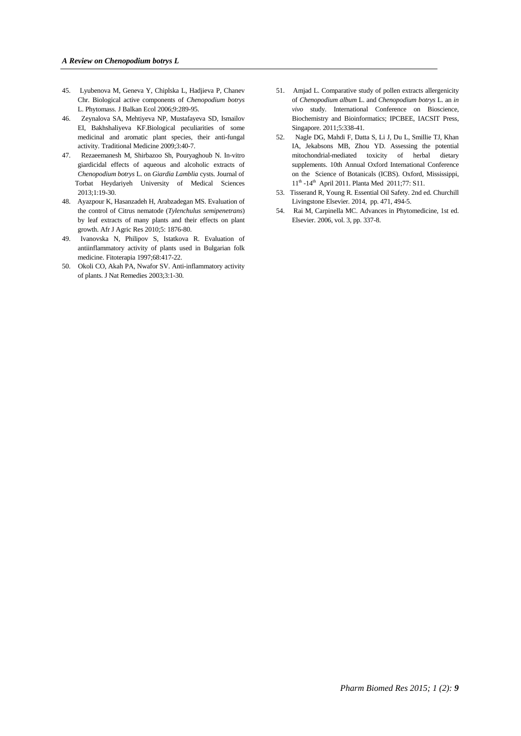45. Lyubenova M, Geneva Y, Chiplska L, Hadjieva P, Chanev Chr. Biological active components of *Chenopodium botrys* L. Phytomass. J Balkan Ecol 2006;9:289-95.
46. Zeynalova SA, Mehtiyeva NP, Mustafayeva SD, Ismailov EI, Bakhshaliyeva KF.Biological peculiarities of some medicinal and aromatic plant species, their anti-fungal activity. Traditional Medicine 2009;3:40-7.
47. Rezaeemanesh M, Shirbazoo Sh, Pouryaghoub N. In-vitro giardicidal effects of aqueous and alcoholic extracts of *Chenopodium botrys* L. on *Giardia Lamblia* cysts. Journal of Torbat Heydariyeh University of Medical Sciences 2013;1:19-30.
48. Ayazpour K, Hasanzadeh H, Arabzadegan MS. Evaluation of the control of Citrus nematode (*Tylenchulus semipenetrans*) by leaf extracts of many plants and their effects on plant growth. Afr J Agric Res 2010;5: 1876-80.
49. Ivanovska N, Philipov S, Istatkova R. Evaluation of antiinflammatory activity of plants used in Bulgarian folk medicine. Fitoterapia 1997;68:417-22.
50. Okoli CO, Akah PA, Nwafor SV. Anti-inflammatory activity of plants. J Nat Remedies 2003;3:1-30.
51. Amjad L. Comparative study of pollen extracts allergenicity of *Chenopodium album* L. and *Chenopodium botrys* L. an *in vivo* study. International Conference on Bioscience, Biochemistry and Bioinformatics; IPCBEE, IACSIT Press, Singapore. 2011;5:338-41.
52. Nagle DG, Mahdi F, Datta S, Li J, Du L, Smillie TJ, Khan IA, Jekabsons MB, Zhou YD. Assessing the potential mitochondrial-mediated toxicity of herbal dietary supplements. 10th Annual Oxford International Conference on the Science of Botanicals (ICBS). Oxford, Mississippi, 11th -14th April 2011. Planta Med 2011;77: S11.
53. Tisserand R, Young R. Essential Oil Safety. 2nd ed. Churchill Livingstone Elsevier. 2014, pp. 471, 494-5.
54. Rai M, Carpinella MC. Advances in Phytomedicine, 1st ed. Elsevier. 2006, vol. 3, pp. 337-8.